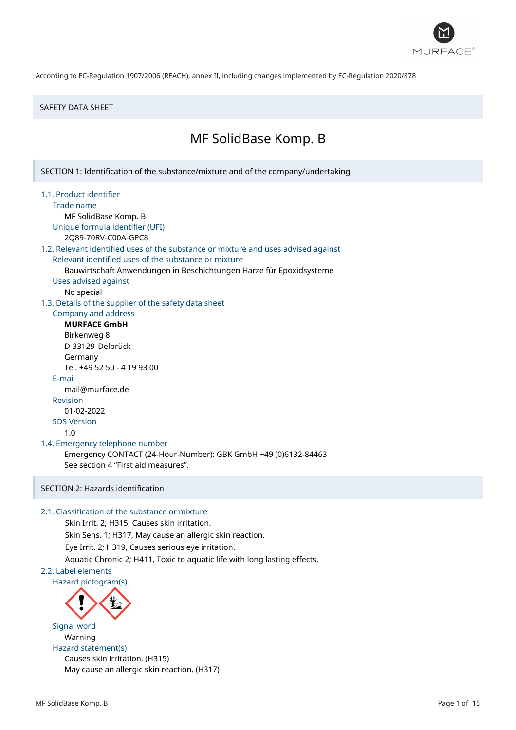According to EC-Regulation 1907/2006 (REACH), annex II, including changes implemented by EC-Regulation 2020/878

SAFETY DATA SHEET

# MF SolidBase Komp. B

## SECTION 1: Identification of the substance/mixture and of the company/undertaking

### 1.1. Product identifier

**Trade name**

MF SolidBase Komp. B

**Unique formula identifier (UFI)**

2Q89-70RV-C00A-GPC8

### 1.2. Relevant identified uses of the substance or mixture and uses advised against

**Relevant identified uses of the substance or mixture**

Bauwirtschaft Anwendungen in Beschichtungen Harze für Epoxidsysteme

**Uses advised against**

No special

### 1.3. Details of the supplier of the safety data sheet

**Company and address**

**MURFACE GmbH**
Birkenweg 8
D-33129 Delbrück
Germany
Tel. +49 52 50 - 4 19 93 00

**E-mail**

mail@murface.de

**Revision**

01-02-2022

**SDS Version**

1.0

### 1.4. Emergency telephone number

Emergency CONTACT (24-Hour-Number): GBK GmbH +49 (0)6132-84463
See section 4 "First aid measures".

## SECTION 2: Hazards identification

### 2.1. Classification of the substance or mixture

Skin Irrit. 2; H315, Causes skin irritation.
Skin Sens. 1; H317, May cause an allergic skin reaction.
Eye Irrit. 2; H319, Causes serious eye irritation.
Aquatic Chronic 2; H411, Toxic to aquatic life with long lasting effects.

### 2.2. Label elements

**Hazard pictogram(s)**

**Signal word**

Warning

**Hazard statement(s)**

Causes skin irritation. (H315)
May cause an allergic skin reaction. (H317)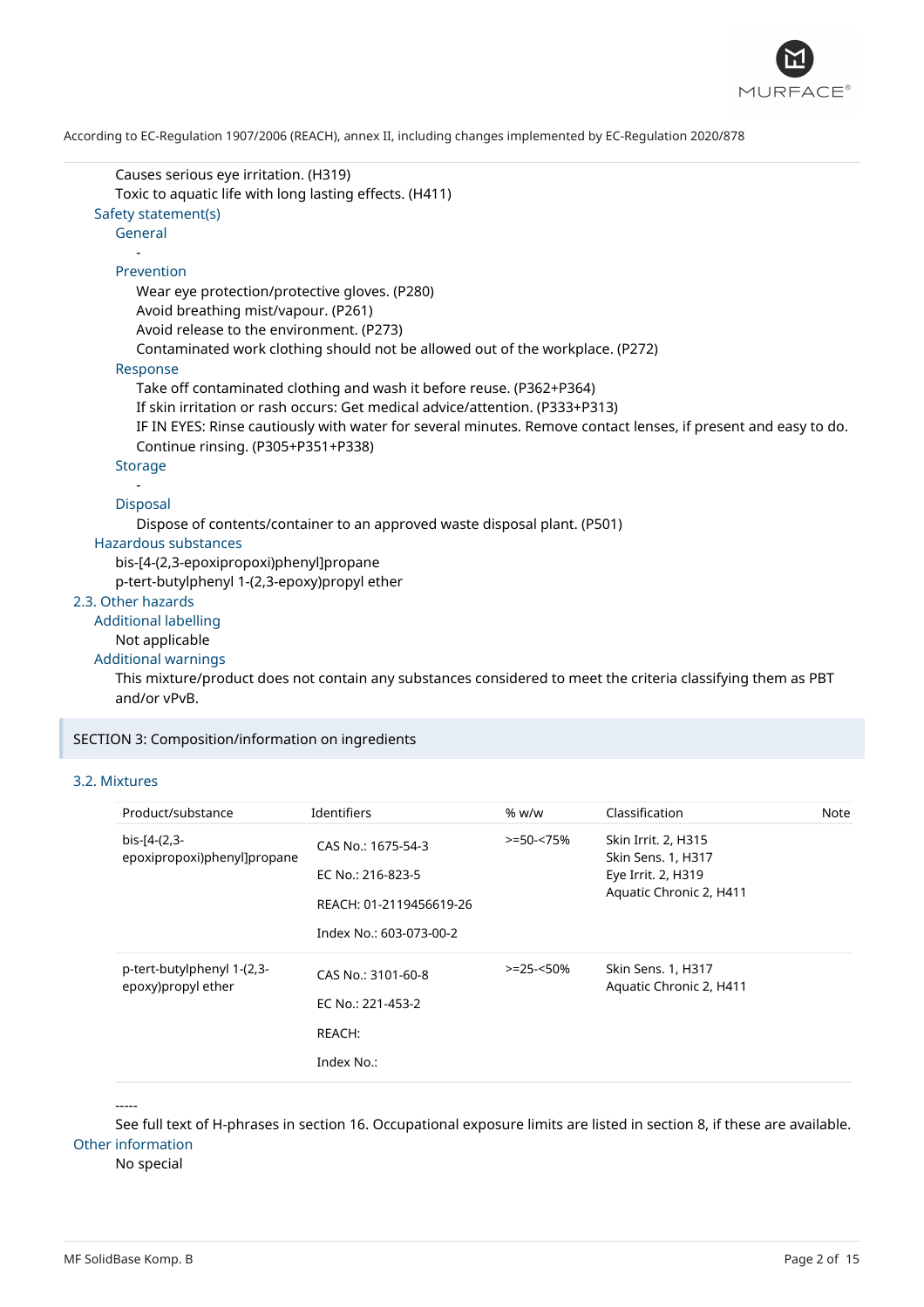Causes serious eye irritation. (H319)
Toxic to aquatic life with long lasting effects. (H411)

**Safety statement(s)**

**General**

-

**Prevention**

Wear eye protection/protective gloves. (P280)
Avoid breathing mist/vapour. (P261)
Avoid release to the environment. (P273)
Contaminated work clothing should not be allowed out of the workplace. (P272)

**Response**

Take off contaminated clothing and wash it before reuse. (P362+P364)
If skin irritation or rash occurs: Get medical advice/attention. (P333+P313)
IF IN EYES: Rinse cautiously with water for several minutes. Remove contact lenses, if present and easy to do. Continue rinsing. (P305+P351+P338)

**Storage**

-

**Disposal**

Dispose of contents/container to an approved waste disposal plant. (P501)

**Hazardous substances**

bis-[4-(2,3-epoxipropoxi)phenyl]propane
p-tert-butylphenyl 1-(2,3-epoxy)propyl ether

### 2.3. Other hazards

**Additional labelling**

Not applicable

**Additional warnings**

This mixture/product does not contain any substances considered to meet the criteria classifying them as PBT and/or vPvB.

## SECTION 3: Composition/information on ingredients

### 3.2. Mixtures

| Product/substance | Identifiers | % w/w | Classification | Note |
|---|---|---|---|---|
| bis-[4-(2,3-epoxipropoxi)phenyl]propane | CAS No.: 1675-54-3<br>EC No.: 216-823-5<br>REACH: 01-2119456619-26<br>Index No.: 603-073-00-2 | >=50-<75% | Skin Irrit. 2, H315<br>Skin Sens. 1, H317<br>Eye Irrit. 2, H319<br>Aquatic Chronic 2, H411 | |
| p-tert-butylphenyl 1-(2,3-epoxy)propyl ether | CAS No.: 3101-60-8<br>EC No.: 221-453-2<br>REACH:<br>Index No.: | >=25-<50% | Skin Sens. 1, H317<br>Aquatic Chronic 2, H411 | |

-----

See full text of H-phrases in section 16. Occupational exposure limits are listed in section 8, if these are available.

**Other information**

No special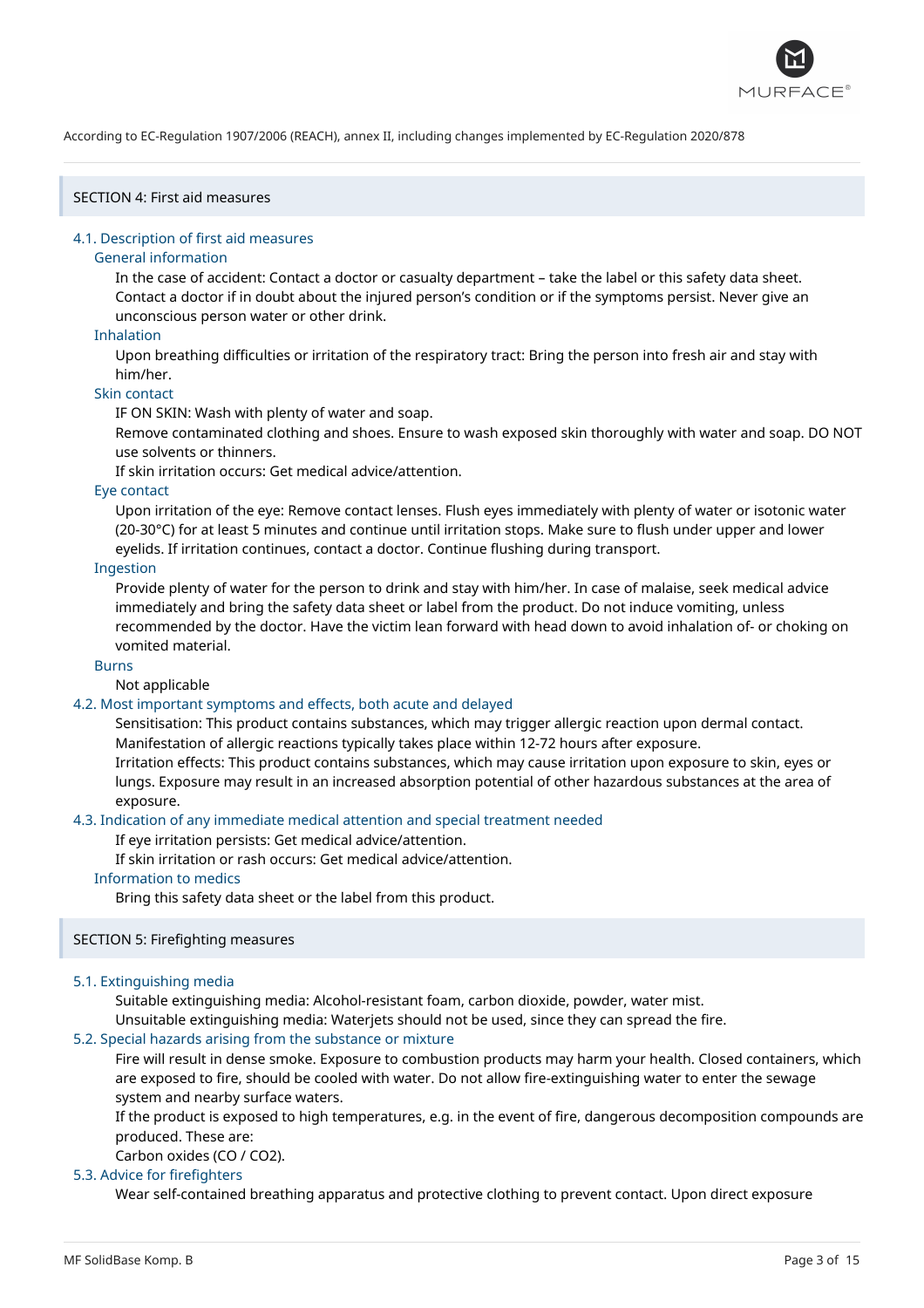According to EC-Regulation 1907/2006 (REACH), annex II, including changes implemented by EC-Regulation 2020/878

## SECTION 4: First aid measures

### 4.1. Description of first aid measures

#### General information

In the case of accident: Contact a doctor or casualty department – take the label or this safety data sheet. Contact a doctor if in doubt about the injured person's condition or if the symptoms persist. Never give an unconscious person water or other drink.

#### Inhalation

Upon breathing difficulties or irritation of the respiratory tract: Bring the person into fresh air and stay with him/her.

#### Skin contact

IF ON SKIN: Wash with plenty of water and soap.
Remove contaminated clothing and shoes. Ensure to wash exposed skin thoroughly with water and soap. DO NOT use solvents or thinners.
If skin irritation occurs: Get medical advice/attention.

#### Eye contact

Upon irritation of the eye: Remove contact lenses. Flush eyes immediately with plenty of water or isotonic water (20-30°C) for at least 5 minutes and continue until irritation stops. Make sure to flush under upper and lower eyelids. If irritation continues, contact a doctor. Continue flushing during transport.

#### Ingestion

Provide plenty of water for the person to drink and stay with him/her. In case of malaise, seek medical advice immediately and bring the safety data sheet or label from the product. Do not induce vomiting, unless recommended by the doctor. Have the victim lean forward with head down to avoid inhalation of- or choking on vomited material.

#### Burns

Not applicable

### 4.2. Most important symptoms and effects, both acute and delayed

Sensitisation: This product contains substances, which may trigger allergic reaction upon dermal contact. Manifestation of allergic reactions typically takes place within 12-72 hours after exposure.
Irritation effects: This product contains substances, which may cause irritation upon exposure to skin, eyes or lungs. Exposure may result in an increased absorption potential of other hazardous substances at the area of exposure.

### 4.3. Indication of any immediate medical attention and special treatment needed

If eye irritation persists: Get medical advice/attention.
If skin irritation or rash occurs: Get medical advice/attention.

#### Information to medics

Bring this safety data sheet or the label from this product.

## SECTION 5: Firefighting measures

### 5.1. Extinguishing media

Suitable extinguishing media: Alcohol-resistant foam, carbon dioxide, powder, water mist.
Unsuitable extinguishing media: Waterjets should not be used, since they can spread the fire.

### 5.2. Special hazards arising from the substance or mixture

Fire will result in dense smoke. Exposure to combustion products may harm your health. Closed containers, which are exposed to fire, should be cooled with water. Do not allow fire-extinguishing water to enter the sewage system and nearby surface waters.
If the product is exposed to high temperatures, e.g. in the event of fire, dangerous decomposition compounds are produced. These are:
Carbon oxides ($CO$ / $CO_2$).

### 5.3. Advice for firefighters

Wear self-contained breathing apparatus and protective clothing to prevent contact. Upon direct exposure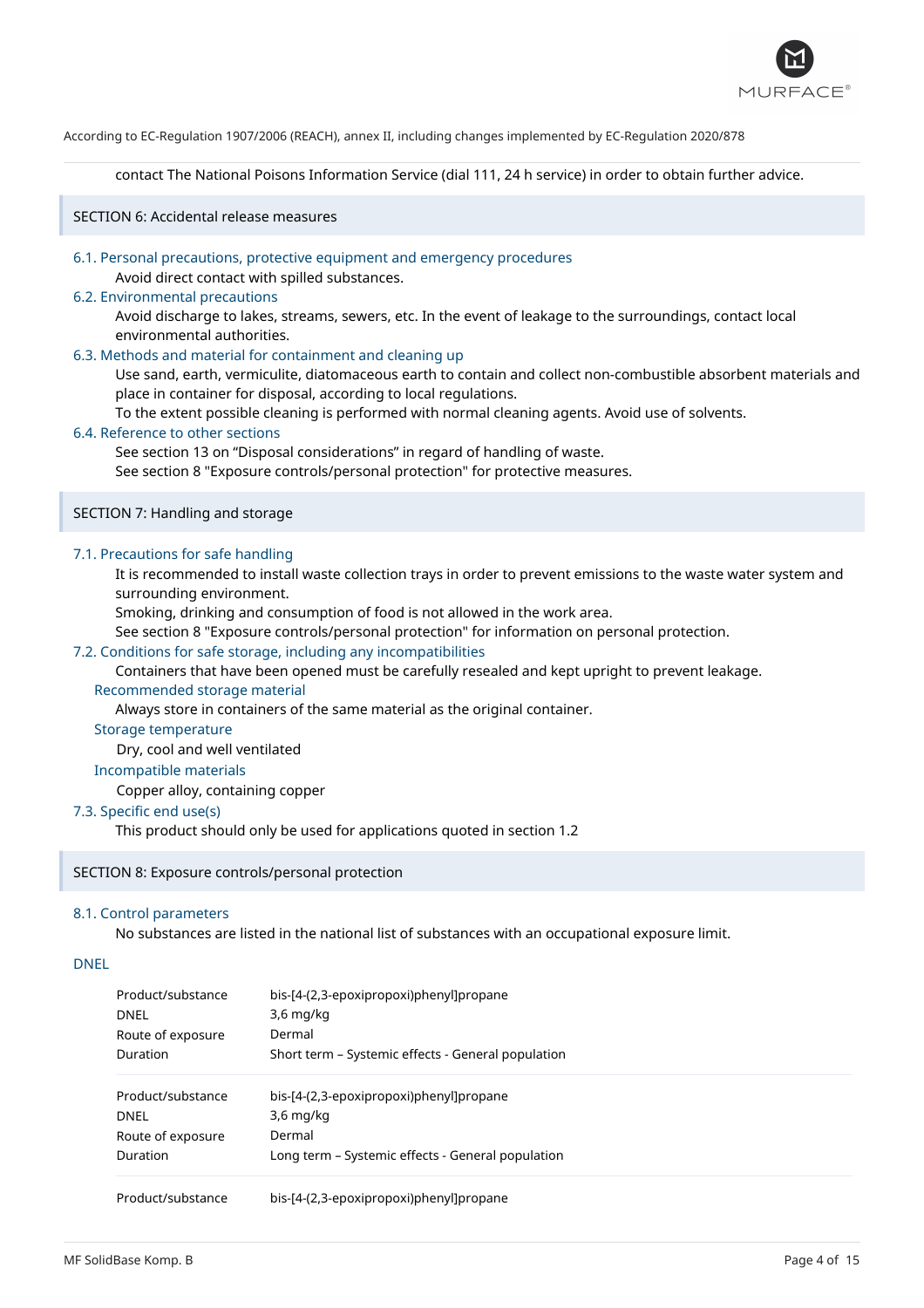contact The National Poisons Information Service (dial 111, 24 h service) in order to obtain further advice.

## SECTION 6: Accidental release measures

### 6.1. Personal precautions, protective equipment and emergency procedures

Avoid direct contact with spilled substances.

### 6.2. Environmental precautions

Avoid discharge to lakes, streams, sewers, etc. In the event of leakage to the surroundings, contact local environmental authorities.

### 6.3. Methods and material for containment and cleaning up

Use sand, earth, vermiculite, diatomaceous earth to contain and collect non-combustible absorbent materials and place in container for disposal, according to local regulations.

To the extent possible cleaning is performed with normal cleaning agents. Avoid use of solvents.

### 6.4. Reference to other sections

See section 13 on “Disposal considerations” in regard of handling of waste.

See section 8 "Exposure controls/personal protection" for protective measures.

## SECTION 7: Handling and storage

### 7.1. Precautions for safe handling

It is recommended to install waste collection trays in order to prevent emissions to the waste water system and surrounding environment.

Smoking, drinking and consumption of food is not allowed in the work area.

See section 8 "Exposure controls/personal protection" for information on personal protection.

### 7.2. Conditions for safe storage, including any incompatibilities

Containers that have been opened must be carefully resealed and kept upright to prevent leakage.

#### Recommended storage material

Always store in containers of the same material as the original container.

#### Storage temperature

Dry, cool and well ventilated

#### Incompatible materials

Copper alloy, containing copper

### 7.3. Specific end use(s)

This product should only be used for applications quoted in section 1.2

## SECTION 8: Exposure controls/personal protection

### 8.1. Control parameters

No substances are listed in the national list of substances with an occupational exposure limit.

#### DNEL

| | |
|---|---|
| Product/substance | bis-[4-(2,3-epoxipropoxi)phenyl]propane |
| DNEL | 3,6 mg/kg |
| Route of exposure | Dermal |
| Duration | Short term – Systemic effects - General population |

| | |
|---|---|
| Product/substance | bis-[4-(2,3-epoxipropoxi)phenyl]propane |
| DNEL | 3,6 mg/kg |
| Route of exposure | Dermal |
| Duration | Long term – Systemic effects - General population |

| | |
|---|---|
| Product/substance | bis-[4-(2,3-epoxipropoxi)phenyl]propane |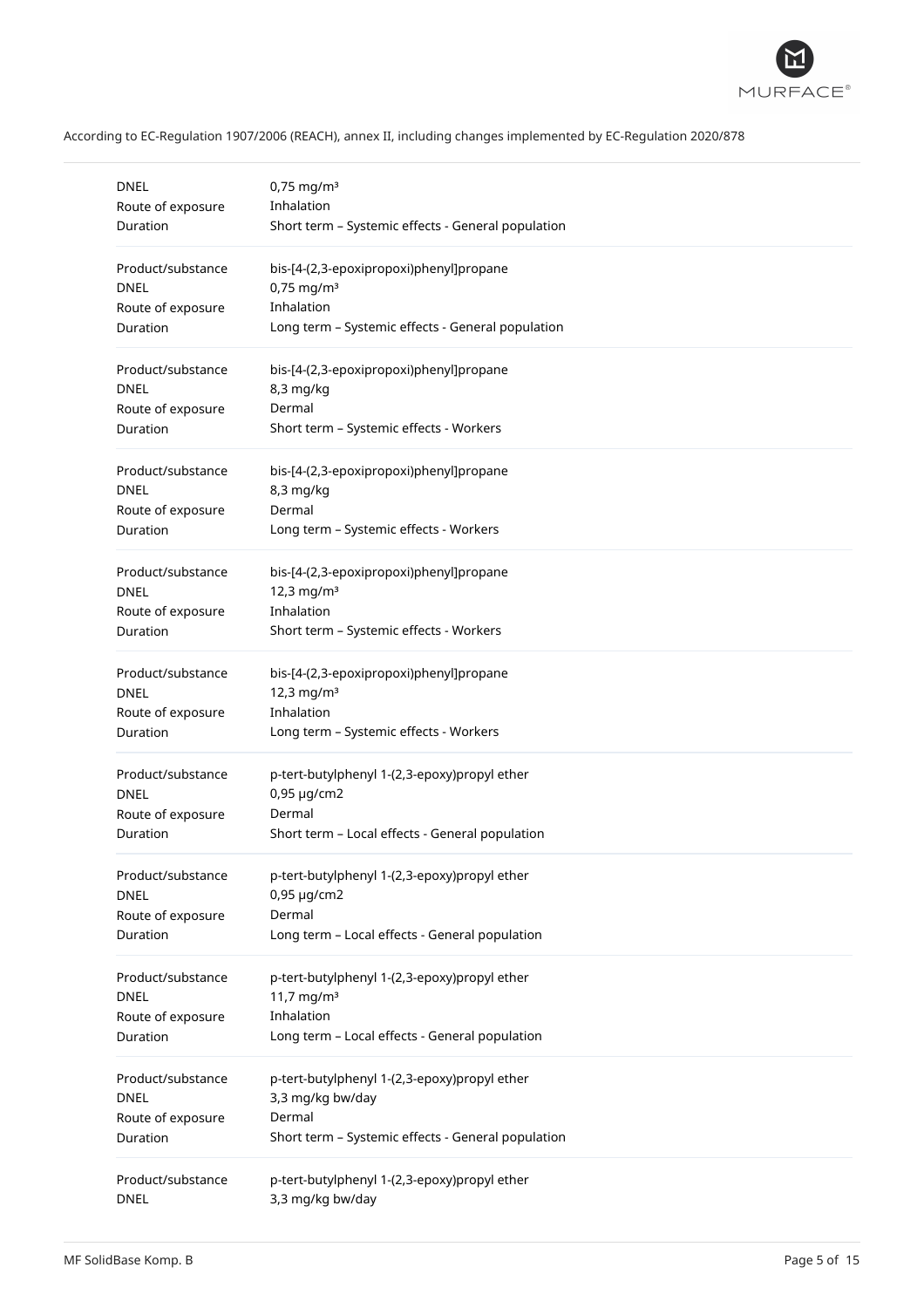| | |
|---|---|
| DNEL | 0,75 mg/m³ |
| Route of exposure | Inhalation |
| Duration | Short term – Systemic effects - General population |

| | |
|---|---|
| Product/substance | bis-[4-(2,3-epoxipropoxi)phenyl]propane |
| DNEL | 0,75 mg/m³ |
| Route of exposure | Inhalation |
| Duration | Long term – Systemic effects - General population |

| | |
|---|---|
| Product/substance | bis-[4-(2,3-epoxipropoxi)phenyl]propane |
| DNEL | 8,3 mg/kg |
| Route of exposure | Dermal |
| Duration | Short term – Systemic effects - Workers |

| | |
|---|---|
| Product/substance | bis-[4-(2,3-epoxipropoxi)phenyl]propane |
| DNEL | 8,3 mg/kg |
| Route of exposure | Dermal |
| Duration | Long term – Systemic effects - Workers |

| | |
|---|---|
| Product/substance | bis-[4-(2,3-epoxipropoxi)phenyl]propane |
| DNEL | 12,3 mg/m³ |
| Route of exposure | Inhalation |
| Duration | Short term – Systemic effects - Workers |

| | |
|---|---|
| Product/substance | bis-[4-(2,3-epoxipropoxi)phenyl]propane |
| DNEL | 12,3 mg/m³ |
| Route of exposure | Inhalation |
| Duration | Long term – Systemic effects - Workers |

| | |
|---|---|
| Product/substance | p-tert-butylphenyl 1-(2,3-epoxy)propyl ether |
| DNEL | 0,95 µg/cm2 |
| Route of exposure | Dermal |
| Duration | Short term – Local effects - General population |

| | |
|---|---|
| Product/substance | p-tert-butylphenyl 1-(2,3-epoxy)propyl ether |
| DNEL | 0,95 µg/cm2 |
| Route of exposure | Dermal |
| Duration | Long term – Local effects - General population |

| | |
|---|---|
| Product/substance | p-tert-butylphenyl 1-(2,3-epoxy)propyl ether |
| DNEL | 11,7 mg/m³ |
| Route of exposure | Inhalation |
| Duration | Long term – Local effects - General population |

| | |
|---|---|
| Product/substance | p-tert-butylphenyl 1-(2,3-epoxy)propyl ether |
| DNEL | 3,3 mg/kg bw/day |
| Route of exposure | Dermal |
| Duration | Short term – Systemic effects - General population |

| | |
|---|---|
| Product/substance | p-tert-butylphenyl 1-(2,3-epoxy)propyl ether |
| DNEL | 3,3 mg/kg bw/day |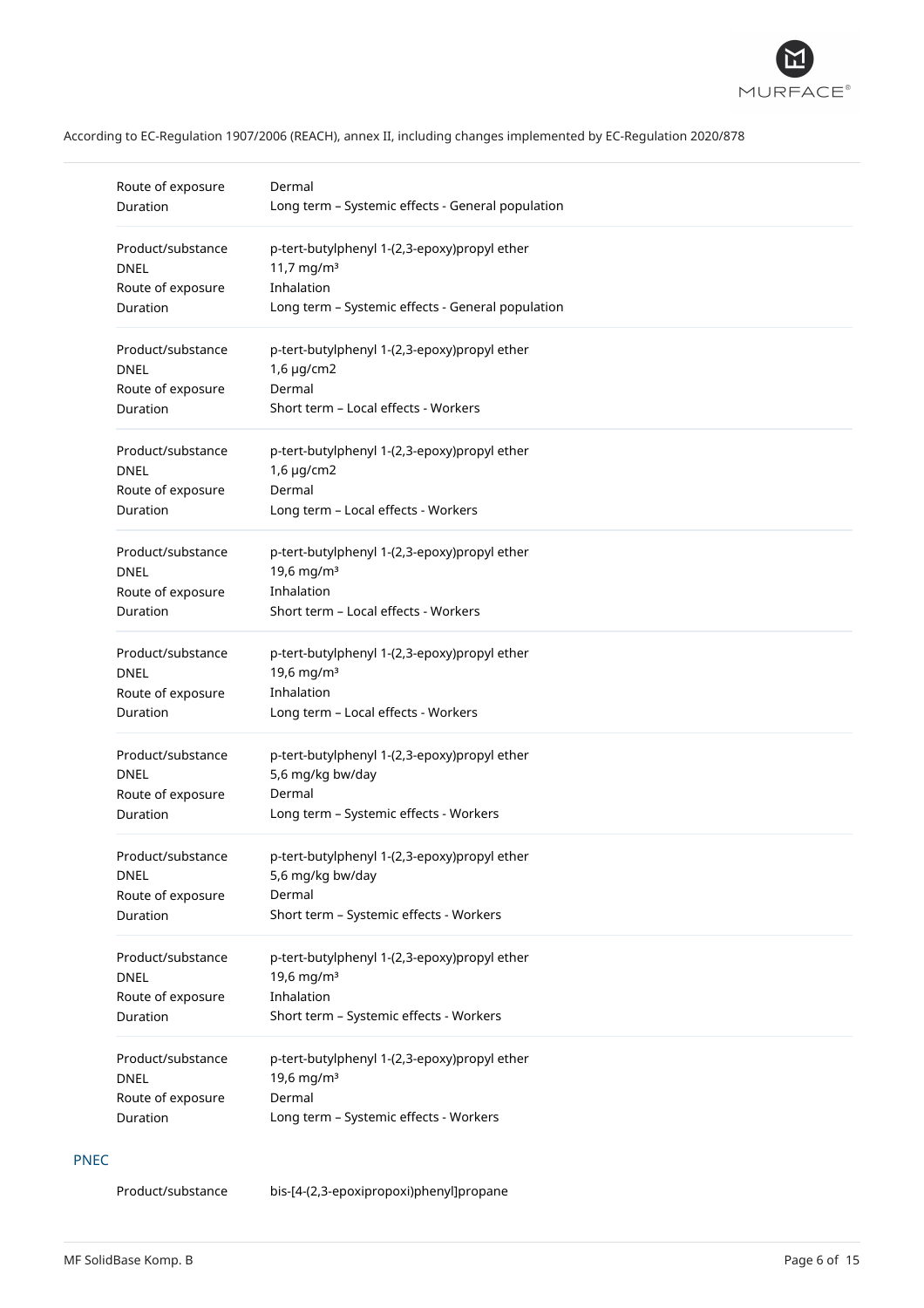| | |
|---|---|
| Route of exposure | Dermal |
| Duration | Long term – Systemic effects - General population |

| | |
|---|---|
| Product/substance | p-tert-butylphenyl 1-(2,3-epoxy)propyl ether |
| DNEL | 11,7 mg/m³ |
| Route of exposure | Inhalation |
| Duration | Long term – Systemic effects - General population |

| | |
|---|---|
| Product/substance | p-tert-butylphenyl 1-(2,3-epoxy)propyl ether |
| DNEL | 1,6 µg/cm2 |
| Route of exposure | Dermal |
| Duration | Short term – Local effects - Workers |

| | |
|---|---|
| Product/substance | p-tert-butylphenyl 1-(2,3-epoxy)propyl ether |
| DNEL | 1,6 µg/cm2 |
| Route of exposure | Dermal |
| Duration | Long term – Local effects - Workers |

| | |
|---|---|
| Product/substance | p-tert-butylphenyl 1-(2,3-epoxy)propyl ether |
| DNEL | 19,6 mg/m³ |
| Route of exposure | Inhalation |
| Duration | Short term – Local effects - Workers |

| | |
|---|---|
| Product/substance | p-tert-butylphenyl 1-(2,3-epoxy)propyl ether |
| DNEL | 19,6 mg/m³ |
| Route of exposure | Inhalation |
| Duration | Long term – Local effects - Workers |

| | |
|---|---|
| Product/substance | p-tert-butylphenyl 1-(2,3-epoxy)propyl ether |
| DNEL | 5,6 mg/kg bw/day |
| Route of exposure | Dermal |
| Duration | Long term – Systemic effects - Workers |

| | |
|---|---|
| Product/substance | p-tert-butylphenyl 1-(2,3-epoxy)propyl ether |
| DNEL | 5,6 mg/kg bw/day |
| Route of exposure | Dermal |
| Duration | Short term – Systemic effects - Workers |

| | |
|---|---|
| Product/substance | p-tert-butylphenyl 1-(2,3-epoxy)propyl ether |
| DNEL | 19,6 mg/m³ |
| Route of exposure | Inhalation |
| Duration | Short term – Systemic effects - Workers |

| | |
|---|---|
| Product/substance | p-tert-butylphenyl 1-(2,3-epoxy)propyl ether |
| DNEL | 19,6 mg/m³ |
| Route of exposure | Dermal |
| Duration | Long term – Systemic effects - Workers |

### PNEC

| | |
|---|---|
| Product/substance | bis-[4-(2,3-epoxipropoxi)phenyl]propane |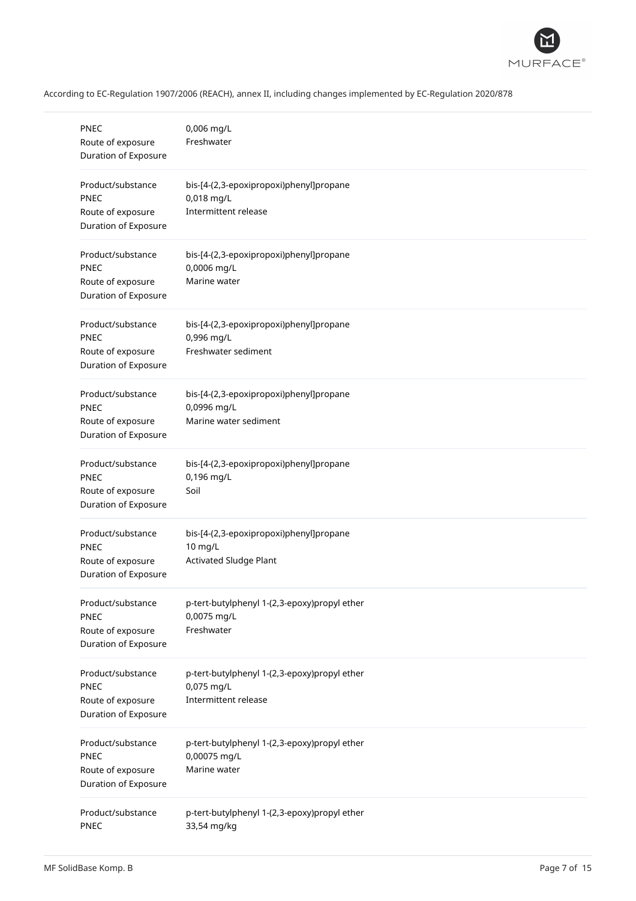| | |
|---|---|
| PNEC | 0,006 mg/L |
| Route of exposure | Freshwater |
| Duration of Exposure | |

| | |
|---|---|
| Product/substance | bis-[4-(2,3-epoxipropoxi)phenyl]propane |
| PNEC | 0,018 mg/L |
| Route of exposure | Intermittent release |
| Duration of Exposure | |

| | |
|---|---|
| Product/substance | bis-[4-(2,3-epoxipropoxi)phenyl]propane |
| PNEC | 0,0006 mg/L |
| Route of exposure | Marine water |
| Duration of Exposure | |

| | |
|---|---|
| Product/substance | bis-[4-(2,3-epoxipropoxi)phenyl]propane |
| PNEC | 0,996 mg/L |
| Route of exposure | Freshwater sediment |
| Duration of Exposure | |

| | |
|---|---|
| Product/substance | bis-[4-(2,3-epoxipropoxi)phenyl]propane |
| PNEC | 0,0996 mg/L |
| Route of exposure | Marine water sediment |
| Duration of Exposure | |

| | |
|---|---|
| Product/substance | bis-[4-(2,3-epoxipropoxi)phenyl]propane |
| PNEC | 0,196 mg/L |
| Route of exposure | Soil |
| Duration of Exposure | |

| | |
|---|---|
| Product/substance | bis-[4-(2,3-epoxipropoxi)phenyl]propane |
| PNEC | 10 mg/L |
| Route of exposure | Activated Sludge Plant |
| Duration of Exposure | |

| | |
|---|---|
| Product/substance | p-tert-butylphenyl 1-(2,3-epoxy)propyl ether |
| PNEC | 0,0075 mg/L |
| Route of exposure | Freshwater |
| Duration of Exposure | |

| | |
|---|---|
| Product/substance | p-tert-butylphenyl 1-(2,3-epoxy)propyl ether |
| PNEC | 0,075 mg/L |
| Route of exposure | Intermittent release |
| Duration of Exposure | |

| | |
|---|---|
| Product/substance | p-tert-butylphenyl 1-(2,3-epoxy)propyl ether |
| PNEC | 0,00075 mg/L |
| Route of exposure | Marine water |
| Duration of Exposure | |

| | |
|---|---|
| Product/substance | p-tert-butylphenyl 1-(2,3-epoxy)propyl ether |
| PNEC | 33,54 mg/kg |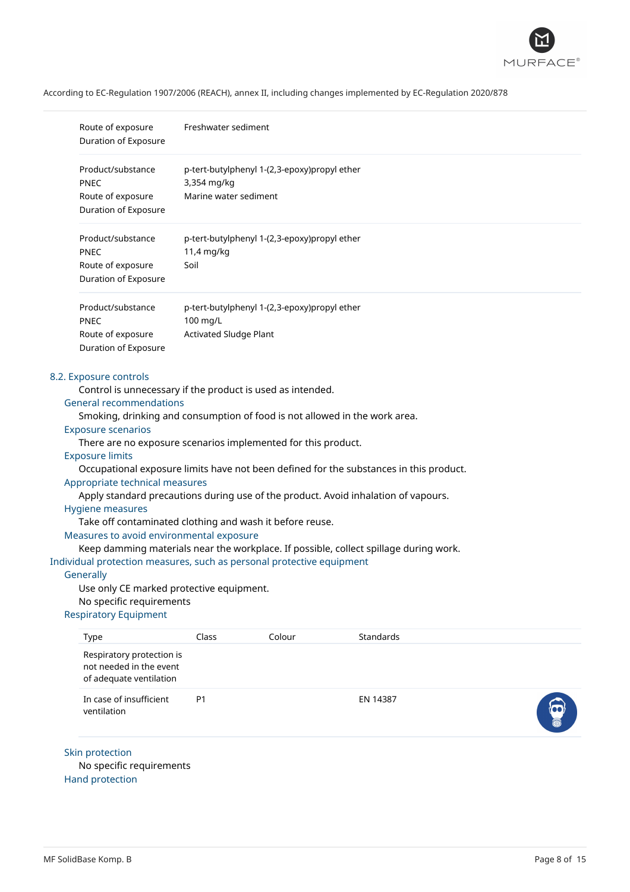| | |
|---|---|
| Route of exposure | Freshwater sediment |
| Duration of Exposure | |

| | |
|---|---|
| Product/substance | p-tert-butylphenyl 1-(2,3-epoxy)propyl ether |
| PNEC | 3,354 mg/kg |
| Route of exposure | Marine water sediment |
| Duration of Exposure | |

| | |
|---|---|
| Product/substance | p-tert-butylphenyl 1-(2,3-epoxy)propyl ether |
| PNEC | 11,4 mg/kg |
| Route of exposure | Soil |
| Duration of Exposure | |

| | |
|---|---|
| Product/substance | p-tert-butylphenyl 1-(2,3-epoxy)propyl ether |
| PNEC | 100 mg/L |
| Route of exposure | Activated Sludge Plant |
| Duration of Exposure | |

## 8.2. Exposure controls

Control is unnecessary if the product is used as intended.

### General recommendations

Smoking, drinking and consumption of food is not allowed in the work area.

### Exposure scenarios

There are no exposure scenarios implemented for this product.

### Exposure limits

Occupational exposure limits have not been defined for the substances in this product.

### Appropriate technical measures

Apply standard precautions during use of the product. Avoid inhalation of vapours.

### Hygiene measures

Take off contaminated clothing and wash it before reuse.

### Measures to avoid environmental exposure

Keep damming materials near the workplace. If possible, collect spillage during work.

## Individual protection measures, such as personal protective equipment

### Generally

Use only CE marked protective equipment.

No specific requirements

### Respiratory Equipment

| Type | Class | Colour | Standards |
|---|---|---|---|
| Respiratory protection is not needed in the event of adequate ventilation | | | |
| In case of insufficient ventilation | P1 | | EN 14387 |

### Skin protection

No specific requirements

### Hand protection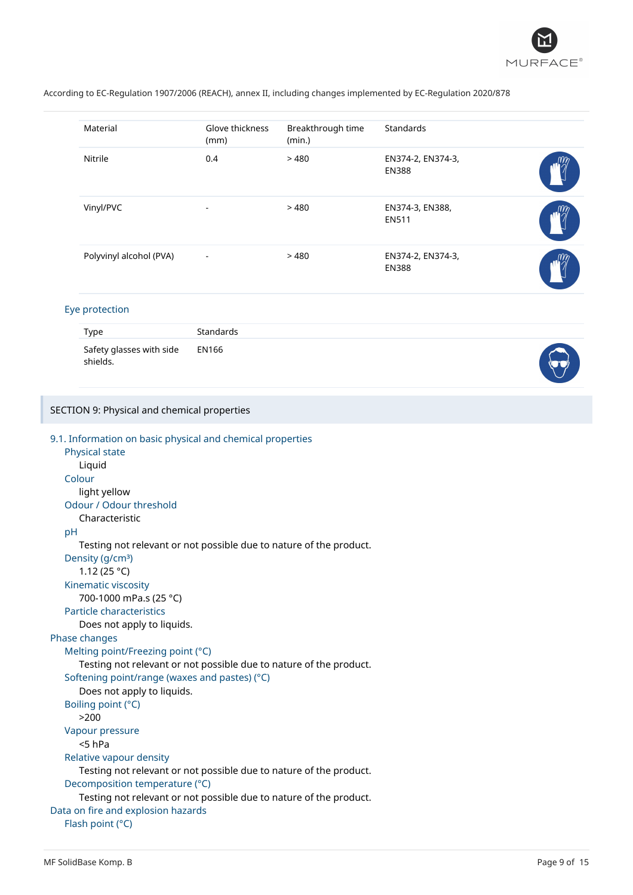According to EC-Regulation 1907/2006 (REACH), annex II, including changes implemented by EC-Regulation 2020/878

| Material | Glove thickness (mm) | Breakthrough time (min.) | Standards |
|---|---|---|---|
| Nitrile | 0.4 | > 480 | EN374-2, EN374-3, EN388 |
| Vinyl/PVC | - | > 480 | EN374-3, EN388, EN511 |
| Polyvinyl alcohol (PVA) | - | > 480 | EN374-2, EN374-3, EN388 |

### Eye protection

| Type | Standards |
|---|---|
| Safety glasses with side shields. | EN166 |

## SECTION 9: Physical and chemical properties

### 9.1. Information on basic physical and chemical properties

**Physical state**
Liquid

**Colour**
light yellow

**Odour / Odour threshold**
Characteristic

**pH**
Testing not relevant or not possible due to nature of the product.

**Density (g/cm³)**
1.12 (25 °C)

**Kinematic viscosity**
700-1000 mPa.s (25 °C)

**Particle characteristics**
Does not apply to liquids.

### Phase changes

**Melting point/Freezing point (°C)**
Testing not relevant or not possible due to nature of the product.

**Softening point/range (waxes and pastes) (°C)**
Does not apply to liquids.

**Boiling point (°C)**
>200

**Vapour pressure**
<5 hPa

**Relative vapour density**
Testing not relevant or not possible due to nature of the product.

**Decomposition temperature (°C)**
Testing not relevant or not possible due to nature of the product.

### Data on fire and explosion hazards

**Flash point (°C)**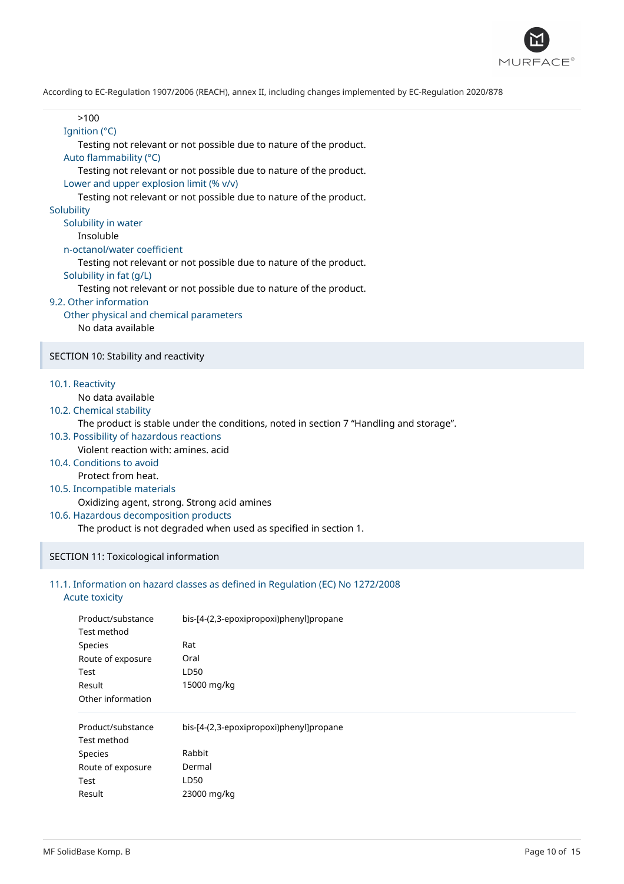>100

Ignition (°C)

Testing not relevant or not possible due to nature of the product.

Auto flammability (°C)

Testing not relevant or not possible due to nature of the product.

Lower and upper explosion limit (% v/v)

Testing not relevant or not possible due to nature of the product.

Solubility

Solubility in water

Insoluble

n-octanol/water coefficient

Testing not relevant or not possible due to nature of the product.

Solubility in fat (g/L)

Testing not relevant or not possible due to nature of the product.

### 9.2. Other information

Other physical and chemical parameters

No data available

## SECTION 10: Stability and reactivity

### 10.1. Reactivity

No data available

### 10.2. Chemical stability

The product is stable under the conditions, noted in section 7 “Handling and storage”.

### 10.3. Possibility of hazardous reactions

Violent reaction with: amines. acid

### 10.4. Conditions to avoid

Protect from heat.

### 10.5. Incompatible materials

Oxidizing agent, strong. Strong acid amines

### 10.6. Hazardous decomposition products

The product is not degraded when used as specified in section 1.

## SECTION 11: Toxicological information

### 11.1. Information on hazard classes as defined in Regulation (EC) No 1272/2008

Acute toxicity

| | |
|---|---|
| Product/substance | bis-[4-(2,3-epoxipropoxi)phenyl]propane |
| Test method | |
| Species | Rat |
| Route of exposure | Oral |
| Test | LD50 |
| Result | 15000 mg/kg |
| Other information | |

| | |
|---|---|
| Product/substance | bis-[4-(2,3-epoxipropoxi)phenyl]propane |
| Test method | |
| Species | Rabbit |
| Route of exposure | Dermal |
| Test | LD50 |
| Result | 23000 mg/kg |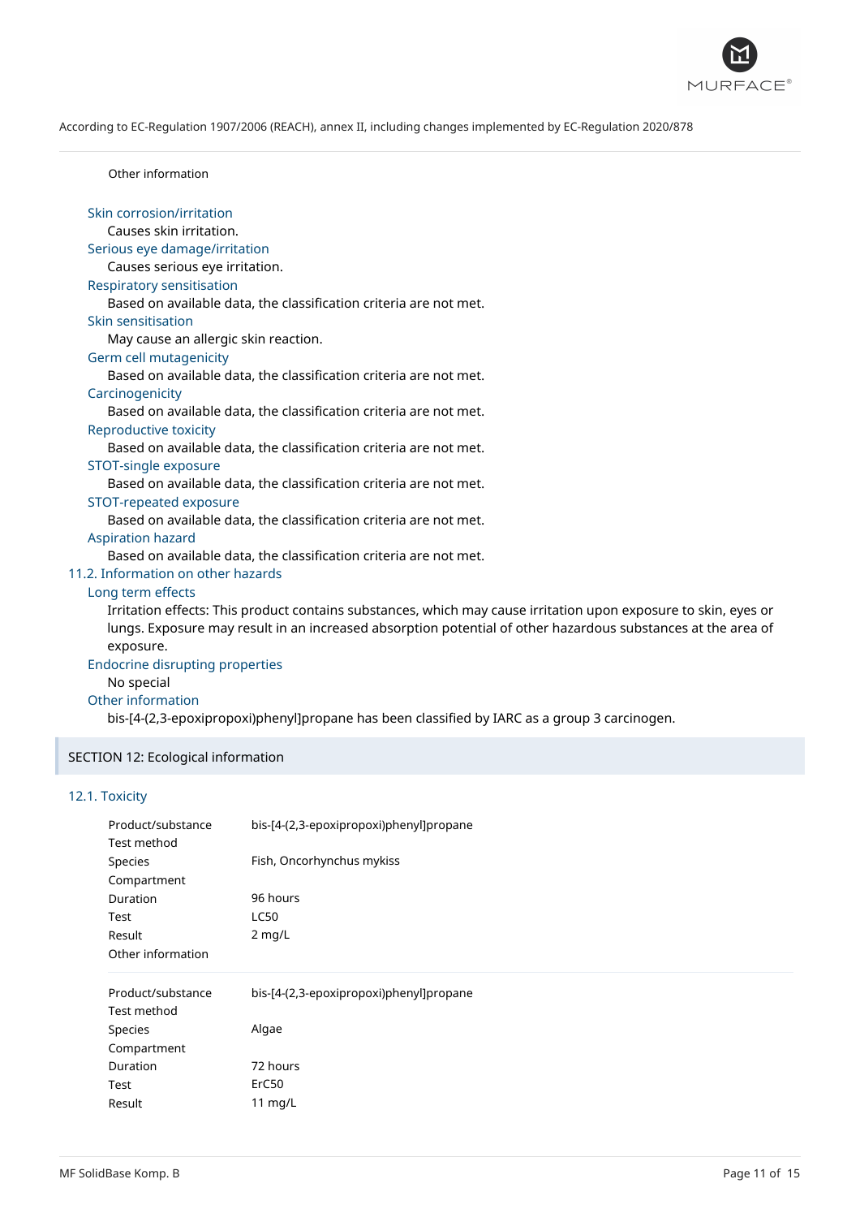Other information

#### Skin corrosion/irritation

Causes skin irritation.

#### Serious eye damage/irritation

Causes serious eye irritation.

#### Respiratory sensitisation

Based on available data, the classification criteria are not met.

#### Skin sensitisation

May cause an allergic skin reaction.

#### Germ cell mutagenicity

Based on available data, the classification criteria are not met.

#### Carcinogenicity

Based on available data, the classification criteria are not met.

#### Reproductive toxicity

Based on available data, the classification criteria are not met.

#### STOT-single exposure

Based on available data, the classification criteria are not met.

#### STOT-repeated exposure

Based on available data, the classification criteria are not met.

#### Aspiration hazard

Based on available data, the classification criteria are not met.

### 11.2. Information on other hazards

#### Long term effects

Irritation effects: This product contains substances, which may cause irritation upon exposure to skin, eyes or lungs. Exposure may result in an increased absorption potential of other hazardous substances at the area of exposure.

#### Endocrine disrupting properties

No special

#### Other information

bis-[4-(2,3-epoxipropoxi)phenyl]propane has been classified by IARC as a group 3 carcinogen.

## SECTION 12: Ecological information

### 12.1. Toxicity

| | |
|---|---|
| Product/substance | bis-[4-(2,3-epoxipropoxi)phenyl]propane |
| Test method | |
| Species | Fish, Oncorhynchus mykiss |
| Compartment | |
| Duration | 96 hours |
| Test | LC50 |
| Result | 2 mg/L |
| Other information | |

| | |
|---|---|
| Product/substance | bis-[4-(2,3-epoxipropoxi)phenyl]propane |
| Test method | |
| Species | Algae |
| Compartment | |
| Duration | 72 hours |
| Test | ErC50 |
| Result | 11 mg/L |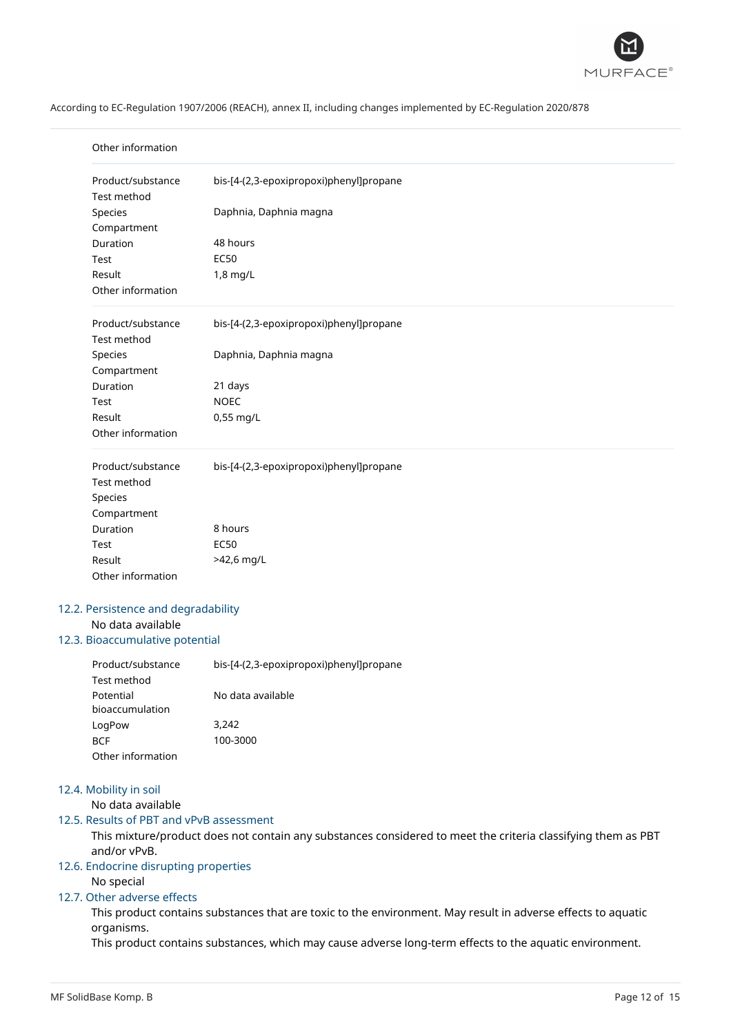According to EC-Regulation 1907/2006 (REACH), annex II, including changes implemented by EC-Regulation 2020/878

| | |
|---|---|
| Other information | |

| | |
|---|---|
| Product/substance | bis-[4-(2,3-epoxipropoxi)phenyl]propane |
| Test method | |
| Species | Daphnia, Daphnia magna |
| Compartment | |
| Duration | 48 hours |
| Test | EC50 |
| Result | 1,8 mg/L |
| Other information | |

| | |
|---|---|
| Product/substance | bis-[4-(2,3-epoxipropoxi)phenyl]propane |
| Test method | |
| Species | Daphnia, Daphnia magna |
| Compartment | |
| Duration | 21 days |
| Test | NOEC |
| Result | 0,55 mg/L |
| Other information | |

| | |
|---|---|
| Product/substance | bis-[4-(2,3-epoxipropoxi)phenyl]propane |
| Test method | |
| Species | |
| Compartment | |
| Duration | 8 hours |
| Test | EC50 |
| Result | >42,6 mg/L |
| Other information | |

## 12.2. Persistence and degradability

No data available

## 12.3. Bioaccumulative potential

| | |
|---|---|
| Product/substance | bis-[4-(2,3-epoxipropoxi)phenyl]propane |
| Test method | |
| Potential bioaccumulation | No data available |
| LogPow | 3,242 |
| BCF | 100-3000 |
| Other information | |

## 12.4. Mobility in soil

No data available

## 12.5. Results of PBT and vPvB assessment

This mixture/product does not contain any substances considered to meet the criteria classifying them as PBT and/or vPvB.

## 12.6. Endocrine disrupting properties

No special

## 12.7. Other adverse effects

This product contains substances that are toxic to the environment. May result in adverse effects to aquatic organisms.

This product contains substances, which may cause adverse long-term effects to the aquatic environment.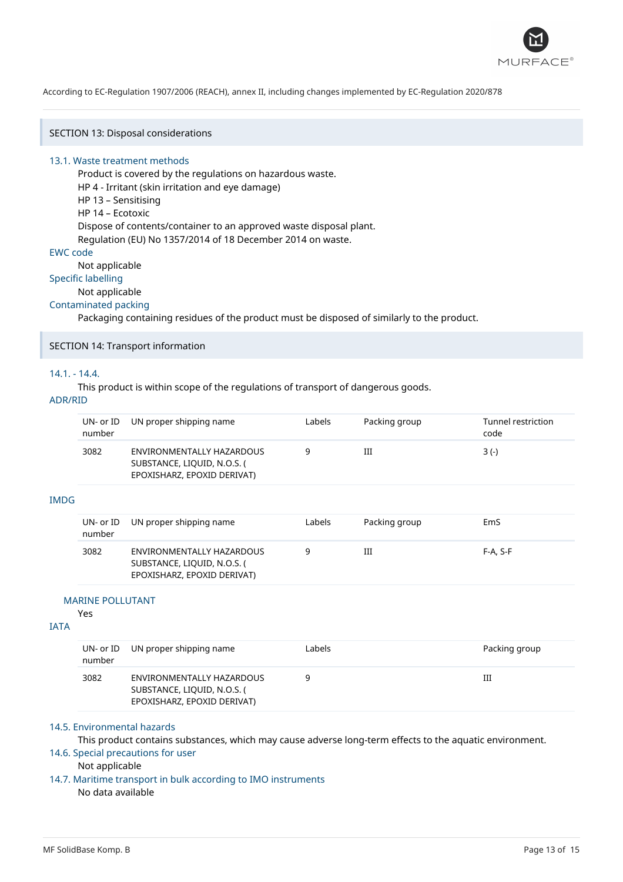According to EC-Regulation 1907/2006 (REACH), annex II, including changes implemented by EC-Regulation 2020/878

## SECTION 13: Disposal considerations

### 13.1. Waste treatment methods

Product is covered by the regulations on hazardous waste.
HP 4 - Irritant (skin irritation and eye damage)
HP 13 – Sensitising
HP 14 – Ecotoxic
Dispose of contents/container to an approved waste disposal plant.
Regulation (EU) No 1357/2014 of 18 December 2014 on waste.

### EWC code

Not applicable

### Specific labelling

Not applicable

### Contaminated packing

Packaging containing residues of the product must be disposed of similarly to the product.

## SECTION 14: Transport information

### 14.1. - 14.4.

This product is within scope of the regulations of transport of dangerous goods.

### ADR/RID

| UN- or ID number | UN proper shipping name | Labels | Packing group | Tunnel restriction code |
|---|---|---|---|---|
| 3082 | ENVIRONMENTALLY HAZARDOUS SUBSTANCE, LIQUID, N.O.S. ( EPOXISHARZ, EPOXID DERIVAT) | 9 | III | 3 (-) |

### IMDG

| UN- or ID number | UN proper shipping name | Labels | Packing group | EmS |
|---|---|---|---|---|
| 3082 | ENVIRONMENTALLY HAZARDOUS SUBSTANCE, LIQUID, N.O.S. ( EPOXISHARZ, EPOXID DERIVAT) | 9 | III | F-A, S-F |

#### MARINE POLLUTANT

Yes

### IATA

| UN- or ID number | UN proper shipping name | Labels | Packing group |
|---|---|---|---|
| 3082 | ENVIRONMENTALLY HAZARDOUS SUBSTANCE, LIQUID, N.O.S. ( EPOXISHARZ, EPOXID DERIVAT) | 9 | III |

### 14.5. Environmental hazards

This product contains substances, which may cause adverse long-term effects to the aquatic environment.

### 14.6. Special precautions for user

Not applicable

### 14.7. Maritime transport in bulk according to IMO instruments

No data available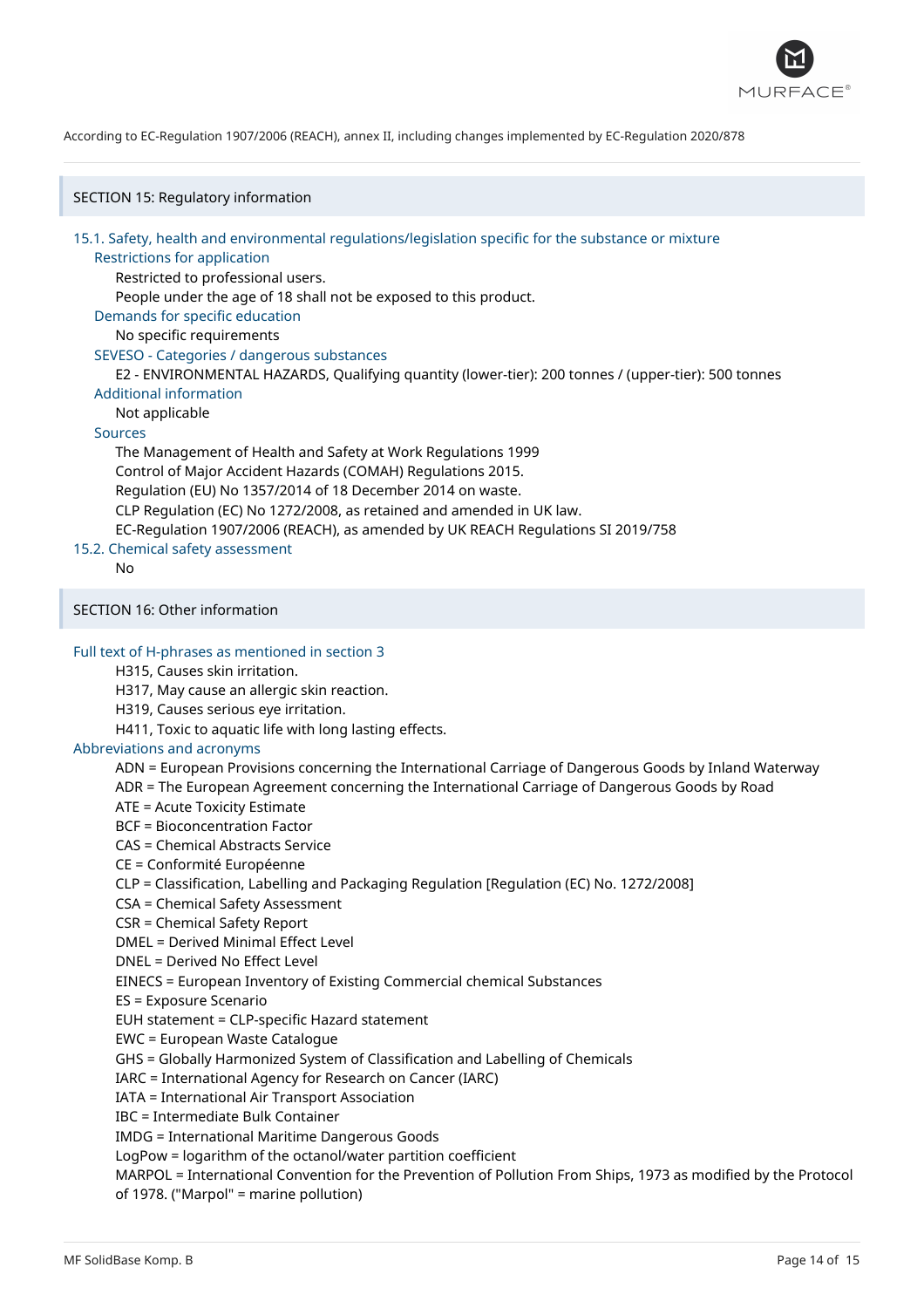According to EC-Regulation 1907/2006 (REACH), annex II, including changes implemented by EC-Regulation 2020/878

## SECTION 15: Regulatory information

### 15.1. Safety, health and environmental regulations/legislation specific for the substance or mixture

**Restrictions for application**

Restricted to professional users.
People under the age of 18 shall not be exposed to this product.

**Demands for specific education**

No specific requirements

**SEVESO - Categories / dangerous substances**

E2 - ENVIRONMENTAL HAZARDS, Qualifying quantity (lower-tier): 200 tonnes / (upper-tier): 500 tonnes

**Additional information**

Not applicable

**Sources**

The Management of Health and Safety at Work Regulations 1999
Control of Major Accident Hazards (COMAH) Regulations 2015.
Regulation (EU) No 1357/2014 of 18 December 2014 on waste.
CLP Regulation (EC) No 1272/2008, as retained and amended in UK law.
EC-Regulation 1907/2006 (REACH), as amended by UK REACH Regulations SI 2019/758

### 15.2. Chemical safety assessment

No

## SECTION 16: Other information

**Full text of H-phrases as mentioned in section 3**

H315, Causes skin irritation.
H317, May cause an allergic skin reaction.
H319, Causes serious eye irritation.
H411, Toxic to aquatic life with long lasting effects.

**Abbreviations and acronyms**

ADN = European Provisions concerning the International Carriage of Dangerous Goods by Inland Waterway
ADR = The European Agreement concerning the International Carriage of Dangerous Goods by Road
ATE = Acute Toxicity Estimate
BCF = Bioconcentration Factor
CAS = Chemical Abstracts Service
CE = Conformité Européenne
CLP = Classification, Labelling and Packaging Regulation [Regulation (EC) No. 1272/2008]
CSA = Chemical Safety Assessment
CSR = Chemical Safety Report
DMEL = Derived Minimal Effect Level
DNEL = Derived No Effect Level
EINECS = European Inventory of Existing Commercial chemical Substances
ES = Exposure Scenario
EUH statement = CLP-specific Hazard statement
EWC = European Waste Catalogue
GHS = Globally Harmonized System of Classification and Labelling of Chemicals
IARC = International Agency for Research on Cancer (IARC)
IATA = International Air Transport Association
IBC = Intermediate Bulk Container
IMDG = International Maritime Dangerous Goods
LogPow = logarithm of the octanol/water partition coefficient
MARPOL = International Convention for the Prevention of Pollution From Ships, 1973 as modified by the Protocol of 1978. ("Marpol" = marine pollution)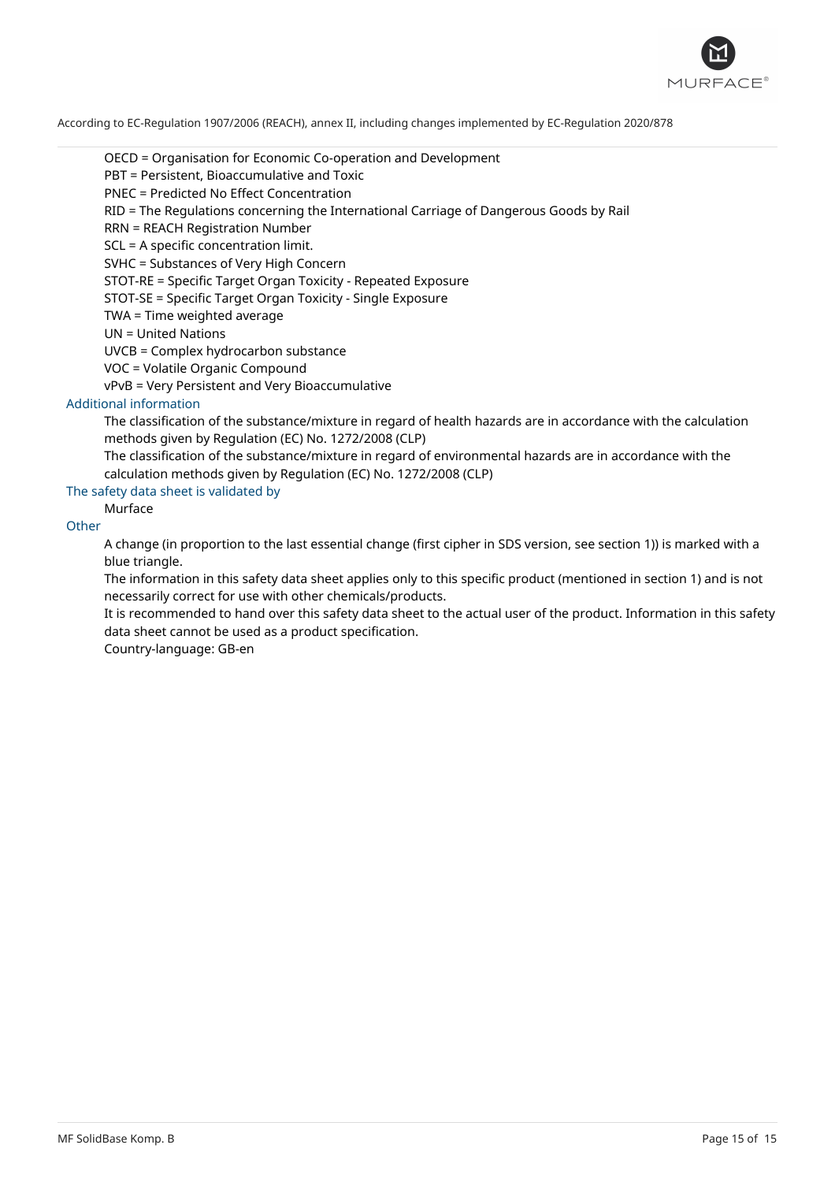OECD = Organisation for Economic Co-operation and Development
PBT = Persistent, Bioaccumulative and Toxic
PNEC = Predicted No Effect Concentration
RID = The Regulations concerning the International Carriage of Dangerous Goods by Rail
RRN = REACH Registration Number
SCL = A specific concentration limit.
SVHC = Substances of Very High Concern
STOT-RE = Specific Target Organ Toxicity - Repeated Exposure
STOT-SE = Specific Target Organ Toxicity - Single Exposure
TWA = Time weighted average
UN = United Nations
UVCB = Complex hydrocarbon substance
VOC = Volatile Organic Compound
vPvB = Very Persistent and Very Bioaccumulative

### Additional information

The classification of the substance/mixture in regard of health hazards are in accordance with the calculation methods given by Regulation (EC) No. 1272/2008 (CLP)
The classification of the substance/mixture in regard of environmental hazards are in accordance with the calculation methods given by Regulation (EC) No. 1272/2008 (CLP)

### The safety data sheet is validated by

Murface

### Other

A change (in proportion to the last essential change (first cipher in SDS version, see section 1)) is marked with a blue triangle.
The information in this safety data sheet applies only to this specific product (mentioned in section 1) and is not necessarily correct for use with other chemicals/products.
It is recommended to hand over this safety data sheet to the actual user of the product. Information in this safety data sheet cannot be used as a product specification.
Country-language: GB-en